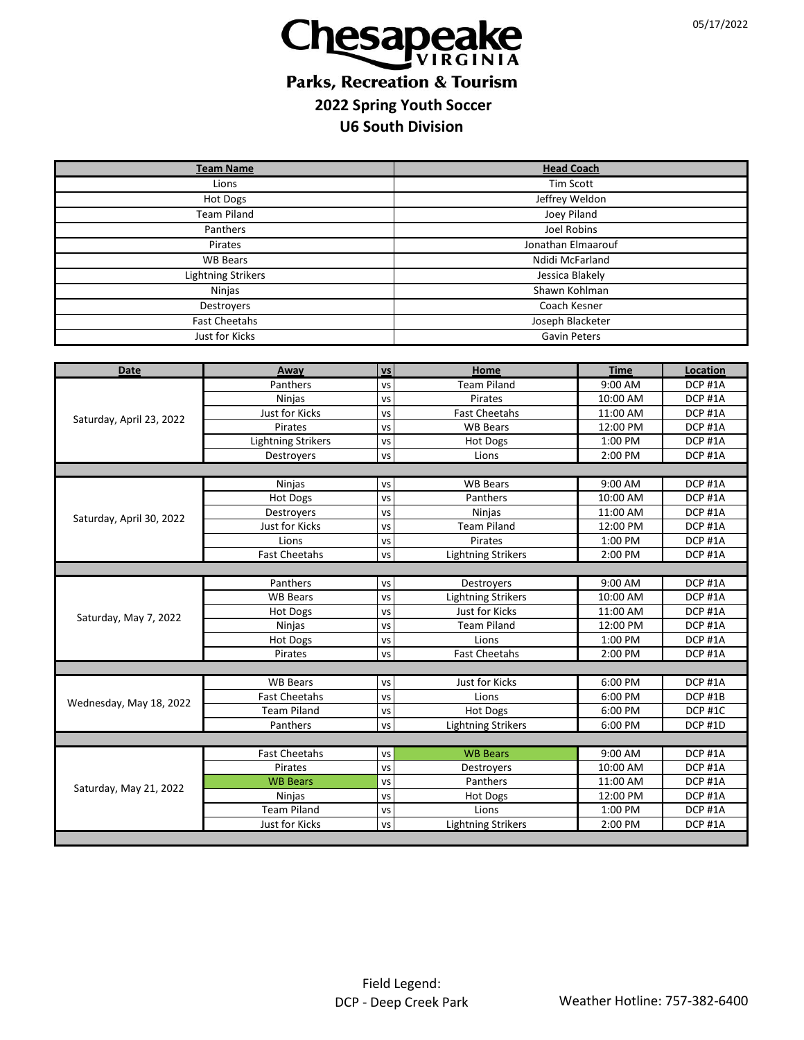05/17/2022

# Chesapeake VIRGINIA

## Parks, Recreation & Tourism

## 2022 Spring Youth Soccer

## U6 South Division

| Team Name | Head Coach |
|---|---|
| Lions | Tim Scott |
| Hot Dogs | Jeffrey Weldon |
| Team Piland | Joey Piland |
| Panthers | Joel Robins |
| Pirates | Jonathan Elmaarouf |
| WB Bears | Ndidi McFarland |
| Lightning Strikers | Jessica Blakely |
| Ninjas | Shawn Kohlman |
| Destroyers | Coach Kesner |
| Fast Cheetahs | Joseph Blacketer |
| Just for Kicks | Gavin Peters |

| Date | Away | vs | Home | Time | Location |
|---|---|---|---|---|---|
| Saturday, April 23, 2022 | Panthers | vs | Team Piland | 9:00 AM | DCP #1A |
| | Ninjas | vs | Pirates | 10:00 AM | DCP #1A |
| | Just for Kicks | vs | Fast Cheetahs | 11:00 AM | DCP #1A |
| | Pirates | vs | WB Bears | 12:00 PM | DCP #1A |
| | Lightning Strikers | vs | Hot Dogs | 1:00 PM | DCP #1A |
| | Destroyers | vs | Lions | 2:00 PM | DCP #1A |
| Saturday, April 30, 2022 | Ninjas | vs | WB Bears | 9:00 AM | DCP #1A |
| | Hot Dogs | vs | Panthers | 10:00 AM | DCP #1A |
| | Destroyers | vs | Ninjas | 11:00 AM | DCP #1A |
| | Just for Kicks | vs | Team Piland | 12:00 PM | DCP #1A |
| | Lions | vs | Pirates | 1:00 PM | DCP #1A |
| | Fast Cheetahs | vs | Lightning Strikers | 2:00 PM | DCP #1A |
| Saturday, May 7, 2022 | Panthers | vs | Destroyers | 9:00 AM | DCP #1A |
| | WB Bears | vs | Lightning Strikers | 10:00 AM | DCP #1A |
| | Hot Dogs | vs | Just for Kicks | 11:00 AM | DCP #1A |
| | Ninjas | vs | Team Piland | 12:00 PM | DCP #1A |
| | Hot Dogs | vs | Lions | 1:00 PM | DCP #1A |
| | Pirates | vs | Fast Cheetahs | 2:00 PM | DCP #1A |
| Wednesday, May 18, 2022 | WB Bears | vs | Just for Kicks | 6:00 PM | DCP #1A |
| | Fast Cheetahs | vs | Lions | 6:00 PM | DCP #1B |
| | Team Piland | vs | Hot Dogs | 6:00 PM | DCP #1C |
| | Panthers | vs | Lightning Strikers | 6:00 PM | DCP #1D |
| Saturday, May 21, 2022 | Fast Cheetahs | vs | WB Bears | 9:00 AM | DCP #1A |
| | Pirates | vs | Destroyers | 10:00 AM | DCP #1A |
| | WB Bears | vs | Panthers | 11:00 AM | DCP #1A |
| | Ninjas | vs | Hot Dogs | 12:00 PM | DCP #1A |
| | Team Piland | vs | Lions | 1:00 PM | DCP #1A |
| | Just for Kicks | vs | Lightning Strikers | 2:00 PM | DCP #1A |

Field Legend:
DCP - Deep Creek Park

Weather Hotline: 757-382-6400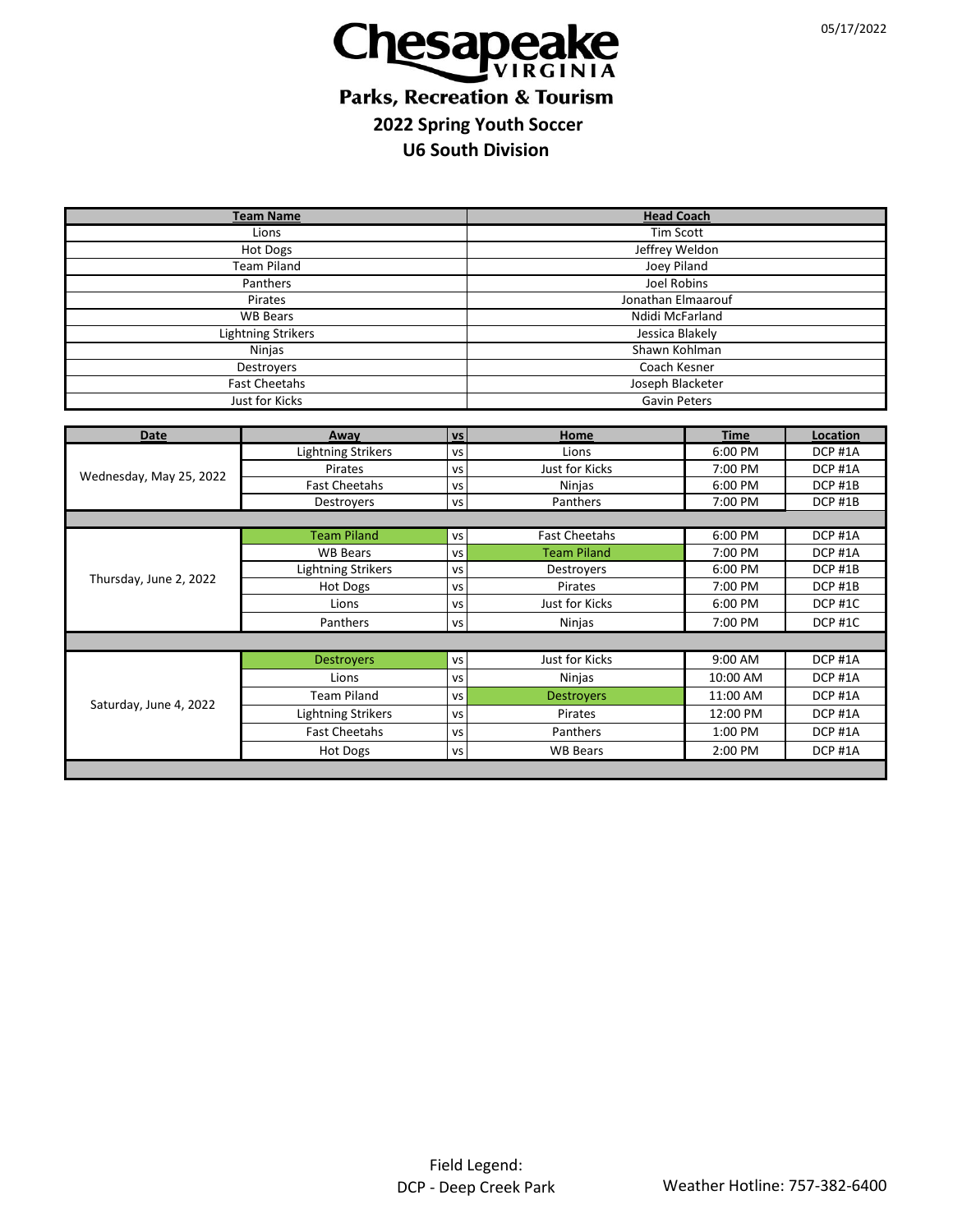# Chesapeake VIRGINIA

## Parks, Recreation & Tourism

### 2022 Spring Youth Soccer

### U6 South Division

| Team Name | Head Coach |
|---|---|
| Lions | Tim Scott |
| Hot Dogs | Jeffrey Weldon |
| Team Piland | Joey Piland |
| Panthers | Joel Robins |
| Pirates | Jonathan Elmaarouf |
| WB Bears | Ndidi McFarland |
| Lightning Strikers | Jessica Blakely |
| Ninjas | Shawn Kohlman |
| Destroyers | Coach Kesner |
| Fast Cheetahs | Joseph Blacketer |
| Just for Kicks | Gavin Peters |

| Date | Away | vs | Home | Time | Location |
|---|---|---|---|---|---|
| Wednesday, May 25, 2022 | Lightning Strikers | vs | Lions | 6:00 PM | DCP #1A |
| | Pirates | vs | Just for Kicks | 7:00 PM | DCP #1A |
| | Fast Cheetahs | vs | Ninjas | 6:00 PM | DCP #1B |
| | Destroyers | vs | Panthers | 7:00 PM | DCP #1B |
| Thursday, June 2, 2022 | Team Piland | vs | Fast Cheetahs | 6:00 PM | DCP #1A |
| | WB Bears | vs | Team Piland | 7:00 PM | DCP #1A |
| | Lightning Strikers | vs | Destroyers | 6:00 PM | DCP #1B |
| | Hot Dogs | vs | Pirates | 7:00 PM | DCP #1B |
| | Lions | vs | Just for Kicks | 6:00 PM | DCP #1C |
| | Panthers | vs | Ninjas | 7:00 PM | DCP #1C |
| Saturday, June 4, 2022 | Destroyers | vs | Just for Kicks | 9:00 AM | DCP #1A |
| | Lions | vs | Ninjas | 10:00 AM | DCP #1A |
| | Team Piland | vs | Destroyers | 11:00 AM | DCP #1A |
| | Lightning Strikers | vs | Pirates | 12:00 PM | DCP #1A |
| | Fast Cheetahs | vs | Panthers | 1:00 PM | DCP #1A |
| | Hot Dogs | vs | WB Bears | 2:00 PM | DCP #1A |

Field Legend:
DCP - Deep Creek Park

Weather Hotline: 757-382-6400